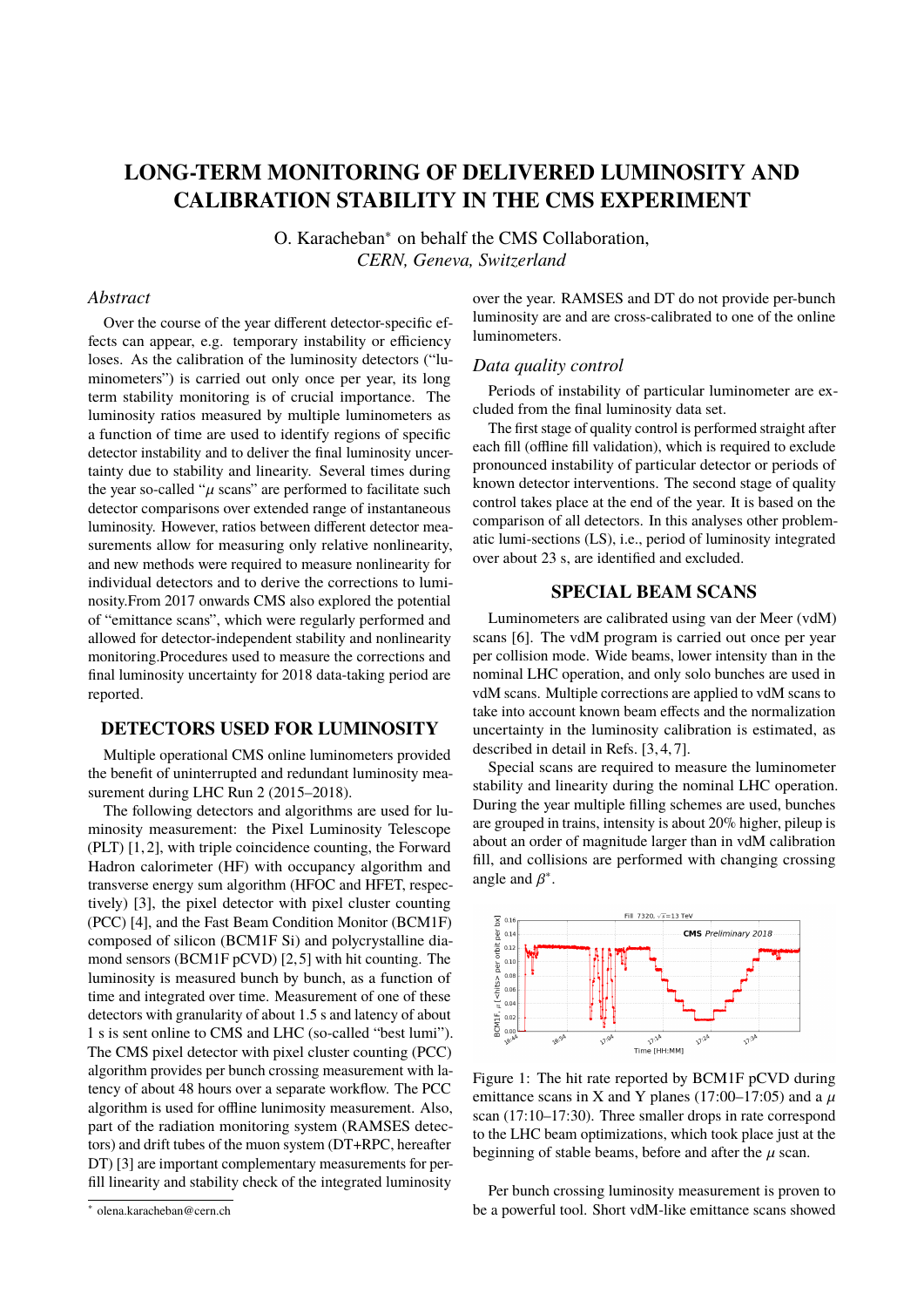# LONG-TERM MONITORING OF DELIVERED LUMINOSITY AND CALIBRATION STABILITY IN THE CMS EXPERIMENT

O. Karacheban* on behalf the CMS Collaboration,
*CERN, Geneva, Switzerland*

## Abstract

Over the course of the year different detector-specific effects can appear, e.g. temporary instability or efficiency loses. As the calibration of the luminosity detectors ("luminometers") is carried out only once per year, its long term stability monitoring is of crucial importance. The luminosity ratios measured by multiple luminometers as a function of time are used to identify regions of specific detector instability and to deliver the final luminosity uncertainty due to stability and linearity. Several times during the year so-called "$\mu$ scans" are performed to facilitate such detector comparisons over extended range of instantaneous luminosity. However, ratios between different detector measurements allow for measuring only relative nonlinearity, and new methods were required to measure nonlinearity for individual detectors and to derive the corrections to luminosity.From 2017 onwards CMS also explored the potential of "emittance scans", which were regularly performed and allowed for detector-independent stability and nonlinearity monitoring.Procedures used to measure the corrections and final luminosity uncertainty for 2018 data-taking period are reported.

## DETECTORS USED FOR LUMINOSITY

Multiple operational CMS online luminometers provided the benefit of uninterrupted and redundant luminosity measurement during LHC Run 2 (2015–2018).

The following detectors and algorithms are used for luminosity measurement: the Pixel Luminosity Telescope (PLT) [1, 2], with triple coincidence counting, the Forward Hadron calorimeter (HF) with occupancy algorithm and transverse energy sum algorithm (HFOC and HFET, respectively) [3], the pixel detector with pixel cluster counting (PCC) [4], and the Fast Beam Condition Monitor (BCM1F) composed of silicon (BCM1F Si) and polycrystalline diamond sensors (BCM1F pCVD) [2, 5] with hit counting. The luminosity is measured bunch by bunch, as a function of time and integrated over time. Measurement of one of these detectors with granularity of about 1.5 s and latency of about 1 s is sent online to CMS and LHC (so-called "best lumi"). The CMS pixel detector with pixel cluster counting (PCC) algorithm provides per bunch crossing measurement with latency of about 48 hours over a separate workflow. The PCC algorithm is used for offline lunimosity measurement. Also, part of the radiation monitoring system (RAMSES detectors) and drift tubes of the muon system (DT+RPC, hereafter DT) [3] are important complementary measurements for per-fill linearity and stability check of the integrated luminosity over the year. RAMSES and DT do not provide per-bunch luminosity are and are cross-calibrated to one of the online luminometers.

### Data quality control

Periods of instability of particular luminometer are excluded from the final luminosity data set.

The first stage of quality control is performed straight after each fill (offline fill validation), which is required to exclude pronounced instability of particular detector or periods of known detector interventions. The second stage of quality control takes place at the end of the year. It is based on the comparison of all detectors. In this analyses other problematic lumi-sections (LS), i.e., period of luminosity integrated over about 23 s, are identified and excluded.

## SPECIAL BEAM SCANS

Luminometers are calibrated using van der Meer (vdM) scans [6]. The vdM program is carried out once per year per collision mode. Wide beams, lower intensity than in the nominal LHC operation, and only solo bunches are used in vdM scans. Multiple corrections are applied to vdM scans to take into account known beam effects and the normalization uncertainty in the luminosity calibration is estimated, as described in detail in Refs. [3, 4, 7].

Special scans are required to measure the luminometer stability and linearity during the nominal LHC operation. During the year multiple filling schemes are used, bunches are grouped in trains, intensity is about 20% higher, pileup is about an order of magnitude larger than in vdM calibration fill, and collisions are performed with changing crossing angle and $\beta^*$.

Fill 7320, $\sqrt{s}$=13 TeV
CMS *Preliminary 2018*
BCM1F, $\mu$ [<hits> per orbit per bx]
0.16
0.14
0.12
0.10
0.08
0.06
0.04
0.02
0.00
16:44
16:54
17:04
17:14
17:24
17:34
Time [HH:MM]

Figure 1: The hit rate reported by BCM1F pCVD during emittance scans in X and Y planes (17:00–17:05) and a $\mu$ scan (17:10–17:30). Three smaller drops in rate correspond to the LHC beam optimizations, which took place just at the beginning of stable beams, before and after the $\mu$ scan.

Per bunch crossing luminosity measurement is proven to be a powerful tool. Short vdM-like emittance scans showed

* olena.karacheban@cern.ch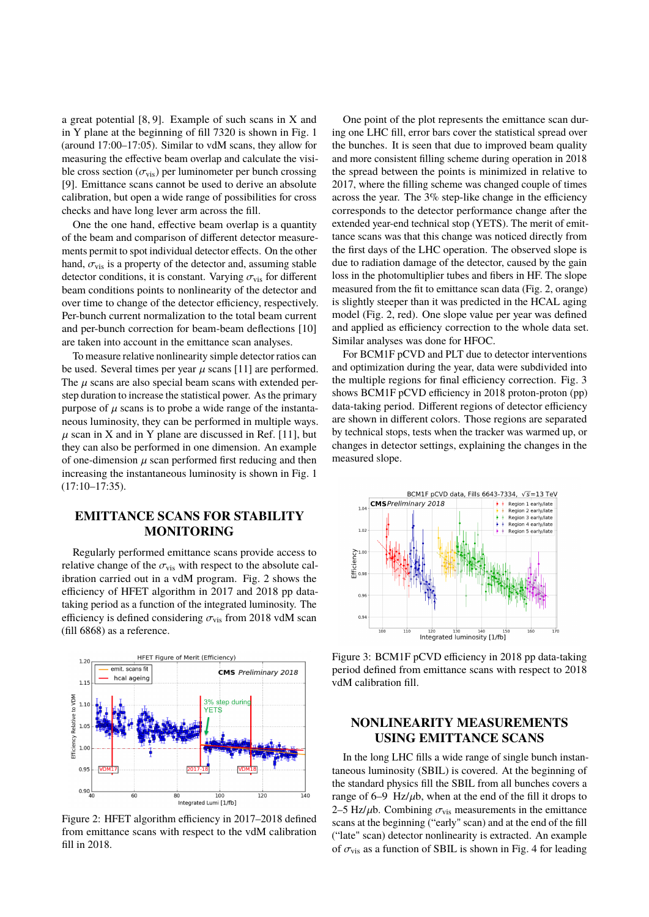a great potential [8, 9]. Example of such scans in X and in Y plane at the beginning of fill 7320 is shown in Fig. 1 (around 17:00–17:05). Similar to vdM scans, they allow for measuring the effective beam overlap and calculate the visible cross section ($\sigma_{\text{vis}}$) per luminometer per bunch crossing [9]. Emittance scans cannot be used to derive an absolute calibration, but open a wide range of possibilities for cross checks and have long lever arm across the fill.

One the one hand, effective beam overlap is a quantity of the beam and comparison of different detector measurements permit to spot individual detector effects. On the other hand, $\sigma_{\text{vis}}$ is a property of the detector and, assuming stable detector conditions, it is constant. Varying $\sigma_{\text{vis}}$ for different beam conditions points to nonlinearity of the detector and over time to change of the detector efficiency, respectively. Per-bunch current normalization to the total beam current and per-bunch correction for beam-beam deflections [10] are taken into account in the emittance scan analyses.

To measure relative nonlinearity simple detector ratios can be used. Several times per year $\mu$ scans [11] are performed. The $\mu$ scans are also special beam scans with extended per-step duration to increase the statistical power. As the primary purpose of $\mu$ scans is to probe a wide range of the instantaneous luminosity, they can be performed in multiple ways. $\mu$ scan in X and in Y plane are discussed in Ref. [11], but they can also be performed in one dimension. An example of one-dimension $\mu$ scan performed first reducing and then increasing the instantaneous luminosity is shown in Fig. 1 (17:10–17:35).

## EMITTANCE SCANS FOR STABILITY MONITORING

Regularly performed emittance scans provide access to relative change of the $\sigma_{\text{vis}}$ with respect to the absolute calibration carried out in a vdM program. Fig. 2 shows the efficiency of HFET algorithm in 2017 and 2018 pp data-taking period as a function of the integrated luminosity. The efficiency is defined considering $\sigma_{\text{vis}}$ from 2018 vdM scan (fill 6868) as a reference.

HFET Figure of Merit (Efficiency)
emit. scans fit
hcal ageing
CMS Preliminary 2018
3% step during YETS
VDM17
2017-18
VDM18
Efficiency Relative to VDM
Integrated Lumi [1/fb]

Figure 2: HFET algorithm efficiency in 2017–2018 defined from emittance scans with respect to the vdM calibration fill in 2018.

One point of the plot represents the emittance scan during one LHC fill, error bars cover the statistical spread over the bunches. It is seen that due to improved beam quality and more consistent filling scheme during operation in 2018 the spread between the points is minimized in relative to 2017, where the filling scheme was changed couple of times across the year. The 3% step-like change in the efficiency corresponds to the detector performance change after the extended year-end technical stop (YETS). The merit of emittance scans was that this change was noticed directly from the first days of the LHC operation. The observed slope is due to radiation damage of the detector, caused by the gain loss in the photomultiplier tubes and fibers in HF. The slope measured from the fit to emittance scan data (Fig. 2, orange) is slightly steeper than it was predicted in the HCAL aging model (Fig. 2, red). One slope value per year was defined and applied as efficiency correction to the whole data set. Similar analyses was done for HFOC.

For BCM1F pCVD and PLT due to detector interventions and optimization during the year, data were subdivided into the multiple regions for final efficiency correction. Fig. 3 shows BCM1F pCVD efficiency in 2018 proton-proton (pp) data-taking period. Different regions of detector efficiency are shown in different colors. Those regions are separated by technical stops, tests when the tracker was warmed up, or changes in detector settings, explaining the changes in the measured slope.

BCM1F pCVD data, Fills 6643-7334, $\sqrt{s}$=13 TeV
CMS Preliminary 2018
Region 1 early/late
Region 2 early/late
Region 3 early/late
Region 4 early/late
Region 5 early/late
Efficiency
Integrated luminosity [1/fb]

Figure 3: BCM1F pCVD efficiency in 2018 pp data-taking period defined from emittance scans with respect to 2018 vdM calibration fill.

## NONLINEARITY MEASUREMENTS USING EMITTANCE SCANS

In the long LHC fills a wide range of single bunch instantaneous luminosity (SBIL) is covered. At the beginning of the standard physics fill the SBIL from all bunches covers a range of 6–9 Hz/$\mu$b, when at the end of the fill it drops to 2–5 Hz/$\mu$b. Combining $\sigma_{\text{vis}}$ measurements in the emittance scans at the beginning ("early" scan) and at the end of the fill ("late" scan) detector nonlinearity is extracted. An example of $\sigma_{\text{vis}}$ as a function of SBIL is shown in Fig. 4 for leading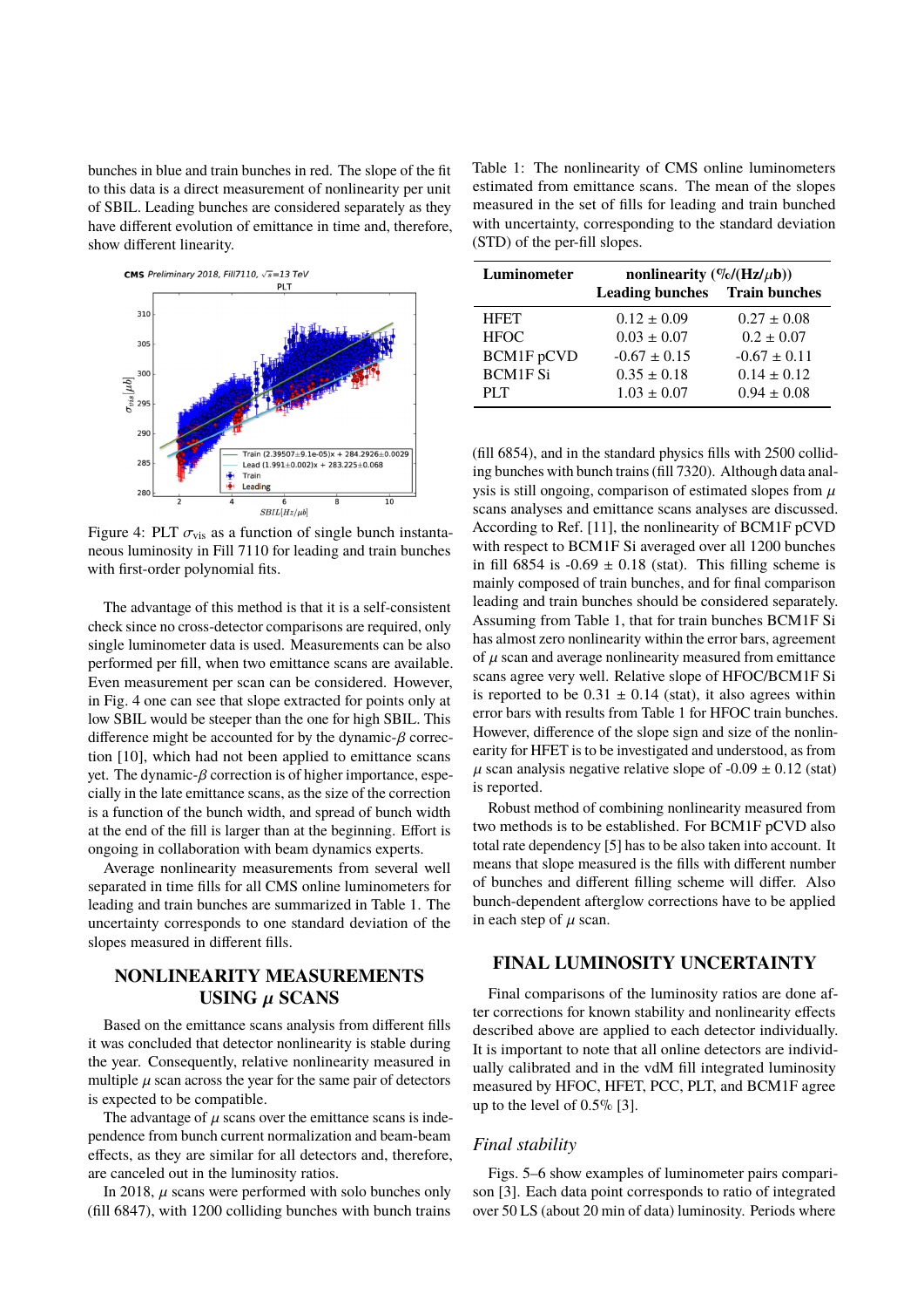bunches in blue and train bunches in red. The slope of the fit to this data is a direct measurement of nonlinearity per unit of SBIL. Leading bunches are considered separately as they have different evolution of emittance in time and, therefore, show different linearity.

CMS Preliminary 2018, Fill7110, $\sqrt{s}$=13 TeV

PLT

$\sigma_{vis}$ [$\mu$b]

SBIL[Hz/$\mu$b]

Train (2.39507±9.1e-05)x + 284.2926±0.0029

Lead (1.991±0.002)x + 283.225±0.068

Train

Leading

Figure 4: PLT $\sigma_{\text{vis}}$ as a function of single bunch instantaneous luminosity in Fill 7110 for leading and train bunches with first-order polynomial fits.

The advantage of this method is that it is a self-consistent check since no cross-detector comparisons are required, only single luminometer data is used. Measurements can be also performed per fill, when two emittance scans are available. Even measurement per scan can be considered. However, in Fig. 4 one can see that slope extracted for points only at low SBIL would be steeper than the one for high SBIL. This difference might be accounted for by the dynamic-$\beta$ correction [10], which had not been applied to emittance scans yet. The dynamic-$\beta$ correction is of higher importance, especially in the late emittance scans, as the size of the correction is a function of the bunch width, and spread of bunch width at the end of the fill is larger than at the beginning. Effort is ongoing in collaboration with beam dynamics experts.

Average nonlinearity measurements from several well separated in time fills for all CMS online luminometers for leading and train bunches are summarized in Table 1. The uncertainty corresponds to one standard deviation of the slopes measured in different fills.

Table 1: The nonlinearity of CMS online luminometers estimated from emittance scans. The mean of the slopes measured in the set of fills for leading and train bunched with uncertainty, corresponding to the standard deviation (STD) of the per-fill slopes.

| Luminometer | nonlinearity (%/(Hz/$\mu$b)) | |
|---|---|---|
| | Leading bunches | Train bunches |
| HFET | 0.12 ± 0.09 | 0.27 ± 0.08 |
| HFOC | 0.03 ± 0.07 | 0.2 ± 0.07 |
| BCM1F pCVD | -0.67 ± 0.15 | -0.67 ± 0.11 |
| BCM1F Si | 0.35 ± 0.18 | 0.14 ± 0.12 |
| PLT | 1.03 ± 0.07 | 0.94 ± 0.08 |

## NONLINEARITY MEASUREMENTS USING $\mu$ SCANS

Based on the emittance scans analysis from different fills it was concluded that detector nonlinearity is stable during the year. Consequently, relative nonlinearity measured in multiple $\mu$ scan across the year for the same pair of detectors is expected to be compatible.

The advantage of $\mu$ scans over the emittance scans is independence from bunch current normalization and beam-beam effects, as they are similar for all detectors and, therefore, are canceled out in the luminosity ratios.

In 2018, $\mu$ scans were performed with solo bunches only (fill 6847), with 1200 colliding bunches with bunch trains (fill 6854), and in the standard physics fills with 2500 colliding bunches with bunch trains (fill 7320). Although data analysis is still ongoing, comparison of estimated slopes from $\mu$ scans analyses and emittance scans analyses are discussed. According to Ref. [11], the nonlinearity of BCM1F pCVD with respect to BCM1F Si averaged over all 1200 bunches in fill 6854 is -0.69 ± 0.18 (stat). This filling scheme is mainly composed of train bunches, and for final comparison leading and train bunches should be considered separately. Assuming from Table 1, that for train bunches BCM1F Si has almost zero nonlinearity within the error bars, agreement of $\mu$ scan and average nonlinearity measured from emittance scans agree very well. Relative slope of HFOC/BCM1F Si is reported to be 0.31 ± 0.14 (stat), it also agrees within error bars with results from Table 1 for HFOC train bunches. However, difference of the slope sign and size of the nonlinearity for HFET is to be investigated and understood, as from $\mu$ scan analysis negative relative slope of -0.09 ± 0.12 (stat) is reported.

Robust method of combining nonlinearity measured from two methods is to be established. For BCM1F pCVD also total rate dependency [5] has to be also taken into account. It means that slope measured is the fills with different number of bunches and different filling scheme will differ. Also bunch-dependent afterglow corrections have to be applied in each step of $\mu$ scan.

## FINAL LUMINOSITY UNCERTAINTY

Final comparisons of the luminosity ratios are done after corrections for known stability and nonlinearity effects described above are applied to each detector individually. It is important to note that all online detectors are individually calibrated and in the vdM fill integrated luminosity measured by HFOC, HFET, PCC, PLT, and BCM1F agree up to the level of 0.5% [3].

### *Final stability*

Figs. 5–6 show examples of luminometer pairs comparison [3]. Each data point corresponds to ratio of integrated over 50 LS (about 20 min of data) luminosity. Periods where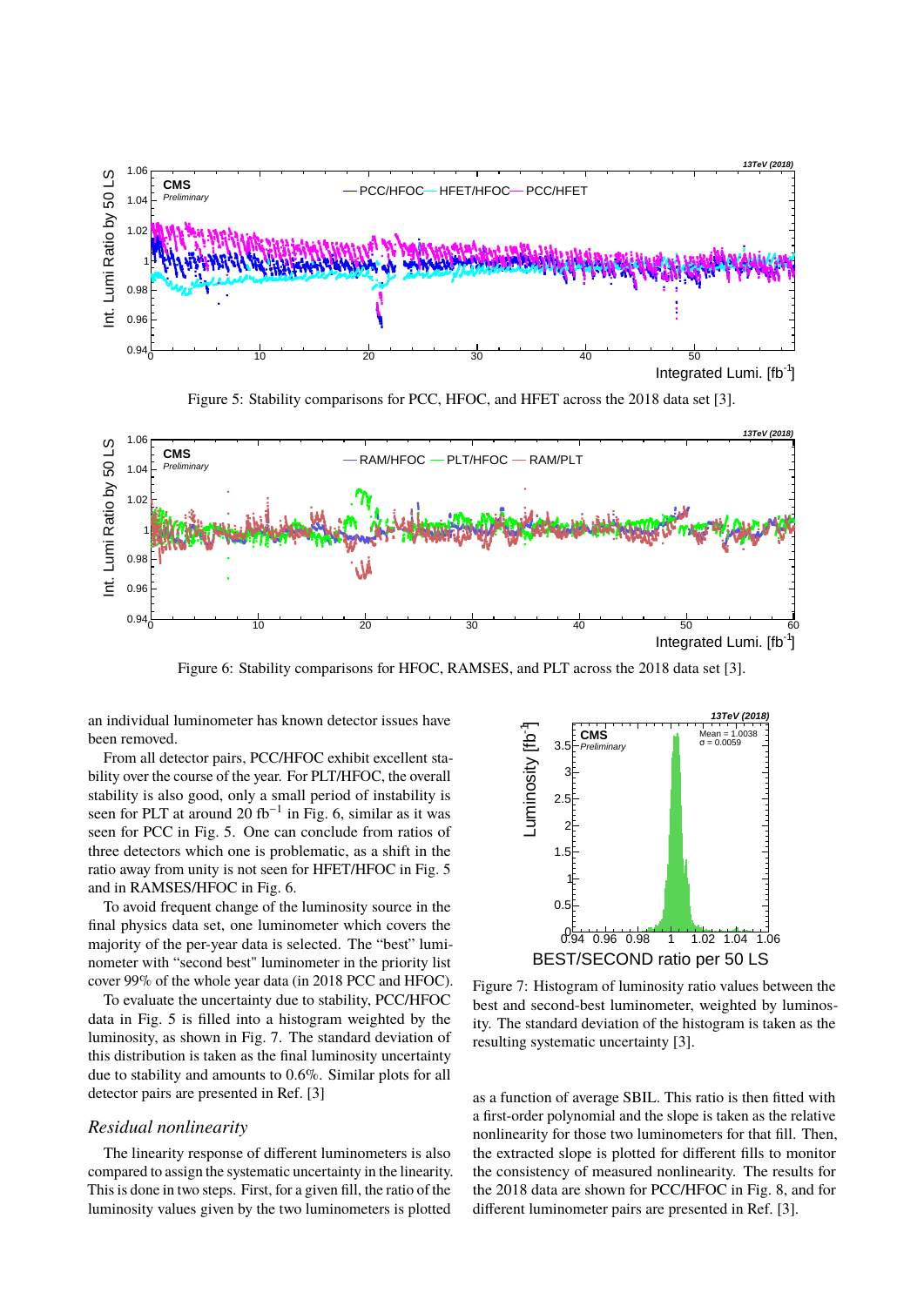CMS
Preliminary
13TeV (2018)
— PCC/HFOC — HFET/HFOC — PCC/HFET
Int. Lumi Ratio by 50 LS
1.06
1.04
1.02
1
0.98
0.96
0.94
0
10
20
30
40
50
Integrated Lumi. [fb$^{-1}$]

Figure 5: Stability comparisons for PCC, HFOC, and HFET across the 2018 data set [3].

CMS
Preliminary
13TeV (2018)
— RAM/HFOC — PLT/HFOC — RAM/PLT
Int. Lumi Ratio by 50 LS
1.06
1.04
1.02
1
0.98
0.96
0.94
0
10
20
30
40
50
60
Integrated Lumi. [fb$^{-1}$]

Figure 6: Stability comparisons for HFOC, RAMSES, and PLT across the 2018 data set [3].

an individual luminometer has known detector issues have been removed.

From all detector pairs, PCC/HFOC exhibit excellent stability over the course of the year. For PLT/HFOC, the overall stability is also good, only a small period of instability is seen for PLT at around 20 fb$^{-1}$ in Fig. 6, similar as it was seen for PCC in Fig. 5. One can conclude from ratios of three detectors which one is problematic, as a shift in the ratio away from unity is not seen for HFET/HFOC in Fig. 5 and in RAMSES/HFOC in Fig. 6.

To avoid frequent change of the luminosity source in the final physics data set, one luminometer which covers the majority of the per-year data is selected. The "best" luminometer with "second best" luminometer in the priority list cover 99% of the whole year data (in 2018 PCC and HFOC).

To evaluate the uncertainty due to stability, PCC/HFOC data in Fig. 5 is filled into a histogram weighted by the luminosity, as shown in Fig. 7. The standard deviation of this distribution is taken as the final luminosity uncertainty due to stability and amounts to 0.6%. Similar plots for all detector pairs are presented in Ref. [3]

CMS
Preliminary
13TeV (2018)
Mean = 1.0038
σ = 0.0059
Luminosity [fb$^{-1}$]
3.5
3
2.5
2
1.5
1
0.5
0
0.94
0.96
0.98
1
1.02
1.04
1.06
BEST/SECOND ratio per 50 LS

Figure 7: Histogram of luminosity ratio values between the best and second-best luminometer, weighted by luminosity. The standard deviation of the histogram is taken as the resulting systematic uncertainty [3].

## *Residual nonlinearity*

The linearity response of different luminometers is also compared to assign the systematic uncertainty in the linearity. This is done in two steps. First, for a given fill, the ratio of the luminosity values given by the two luminometers is plotted as a function of average SBIL. This ratio is then fitted with a first-order polynomial and the slope is taken as the relative nonlinearity for those two luminometers for that fill. Then, the extracted slope is plotted for different fills to monitor the consistency of measured nonlinearity. The results for the 2018 data are shown for PCC/HFOC in Fig. 8, and for different luminometer pairs are presented in Ref. [3].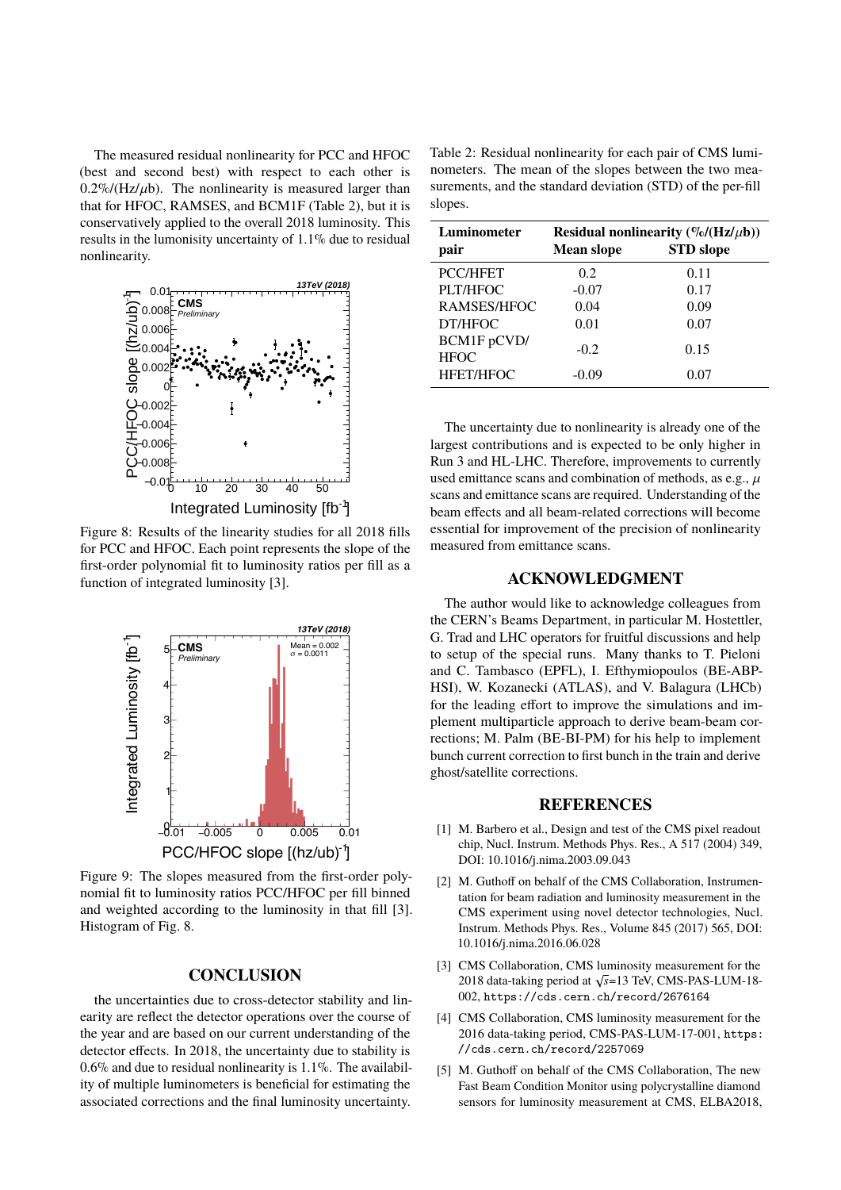The measured residual nonlinearity for PCC and HFOC (best and second best) with respect to each other is 0.2%/(Hz/$\mu$b). The nonlinearity is measured larger than that for HFOC, RAMSES, and BCM1F (Table 2), but it is conservatively applied to the overall 2018 luminosity. This results in the lumonisity uncertainty of 1.1% due to residual nonlinearity.

13TeV (2018)
CMS
Preliminary
PCC/HFOC slope [(hz/ub)$^{-1}$]
Integrated Luminosity [fb$^{-1}$]
0.01
0.008
0.006
0.004
0.002
0
−0.002
−0.004
−0.006
−0.008
−0.01
0
10
20
30
40
50

Figure 8: Results of the linearity studies for all 2018 fills for PCC and HFOC. Each point represents the slope of the first-order polynomial fit to luminosity ratios per fill as a function of integrated luminosity [3].

13TeV (2018)
CMS
Preliminary
Mean = 0.002
$\sigma$ = 0.0011
Integrated Luminosity [fb$^{-1}$]
PCC/HFOC slope [(hz/ub)$^{-1}$]
5
4
3
2
1
0
−0.01
−0.005
0
0.005
0.01

Figure 9: The slopes measured from the first-order polynomial fit to luminosity ratios PCC/HFOC per fill binned and weighted according to the luminosity in that fill [3]. Histogram of Fig. 8.

## CONCLUSION

the uncertainties due to cross-detector stability and linearity are reflect the detector operations over the course of the year and are based on our current understanding of the detector effects. In 2018, the uncertainty due to stability is 0.6% and due to residual nonlinearity is 1.1%. The availability of multiple luminometers is beneficial for estimating the associated corrections and the final luminosity uncertainty.

Table 2: Residual nonlinearity for each pair of CMS luminometers. The mean of the slopes between the two measurements, and the standard deviation (STD) of the per-fill slopes.

| **Luminometer pair** | **Residual nonlinearity (%/(Hz/$\mu$b))** | |
|---|---|---|
| | **Mean slope** | **STD slope** |
| PCC/HFET | 0.2 | 0.11 |
| PLT/HFOC | -0.07 | 0.17 |
| RAMSES/HFOC | 0.04 | 0.09 |
| DT/HFOC | 0.01 | 0.07 |
| BCM1F pCVD/ HFOC | -0.2 | 0.15 |
| HFET/HFOC | -0.09 | 0.07 |

The uncertainty due to nonlinearity is already one of the largest contributions and is expected to be only higher in Run 3 and HL-LHC. Therefore, improvements to currently used emittance scans and combination of methods, as e.g., $\mu$ scans and emittance scans are required. Understanding of the beam effects and all beam-related corrections will become essential for improvement of the precision of nonlinearity measured from emittance scans.

## ACKNOWLEDGMENT

The author would like to acknowledge colleagues from the CERN's Beams Department, in particular M. Hostettler, G. Trad and LHC operators for fruitful discussions and help to setup of the special runs. Many thanks to T. Pieloni and C. Tambasco (EPFL), I. Efthymiopoulos (BE-ABP-HSI), W. Kozanecki (ATLAS), and V. Balagura (LHCb) for the leading effort to improve the simulations and implement multiparticle approach to derive beam-beam corrections; M. Palm (BE-BI-PM) for his help to implement bunch current correction to first bunch in the train and derive ghost/satellite corrections.

## REFERENCES

[1] M. Barbero et al., Design and test of the CMS pixel readout chip, Nucl. Instrum. Methods Phys. Res., A 517 (2004) 349, DOI: 10.1016/j.nima.2003.09.043

[2] M. Guthoff on behalf of the CMS Collaboration, Instrumentation for beam radiation and luminosity measurement in the CMS experiment using novel detector technologies, Nucl. Instrum. Methods Phys. Res., Volume 845 (2017) 565, DOI: 10.1016/j.nima.2016.06.028

[3] CMS Collaboration, CMS luminosity measurement for the 2018 data-taking period at $\sqrt{s}$=13 TeV, CMS-PAS-LUM-18-002, https://cds.cern.ch/record/2676164

[4] CMS Collaboration, CMS luminosity measurement for the 2016 data-taking period, CMS-PAS-LUM-17-001, https://cds.cern.ch/record/2257069

[5] M. Guthoff on behalf of the CMS Collaboration, The new Fast Beam Condition Monitor using polycrystalline diamond sensors for luminosity measurement at CMS, ELBA2018,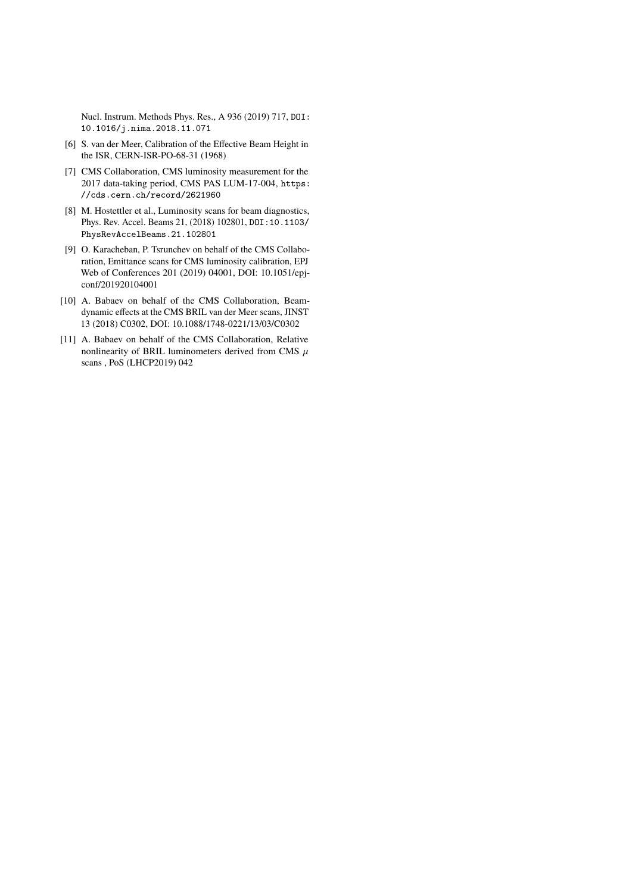Nucl. Instrum. Methods Phys. Res., A 936 (2019) 717, DOI: 10.1016/j.nima.2018.11.071

[6] S. van der Meer, Calibration of the Effective Beam Height in the ISR, CERN-ISR-PO-68-31 (1968)

[7] CMS Collaboration, CMS luminosity measurement for the 2017 data-taking period, CMS PAS LUM-17-004, https://cds.cern.ch/record/2621960

[8] M. Hostettler et al., Luminosity scans for beam diagnostics, Phys. Rev. Accel. Beams 21, (2018) 102801, DOI:10.1103/PhysRevAccelBeams.21.102801

[9] O. Karacheban, P. Tsrunchev on behalf of the CMS Collaboration, Emittance scans for CMS luminosity calibration, EPJ Web of Conferences 201 (2019) 04001, DOI: 10.1051/epjconf/201920104001

[10] A. Babaev on behalf of the CMS Collaboration, Beam-dynamic effects at the CMS BRIL van der Meer scans, JINST 13 (2018) C0302, DOI: 10.1088/1748-0221/13/03/C0302

[11] A. Babaev on behalf of the CMS Collaboration, Relative nonlinearity of BRIL luminometers derived from CMS $\mu$ scans , PoS (LHCP2019) 042